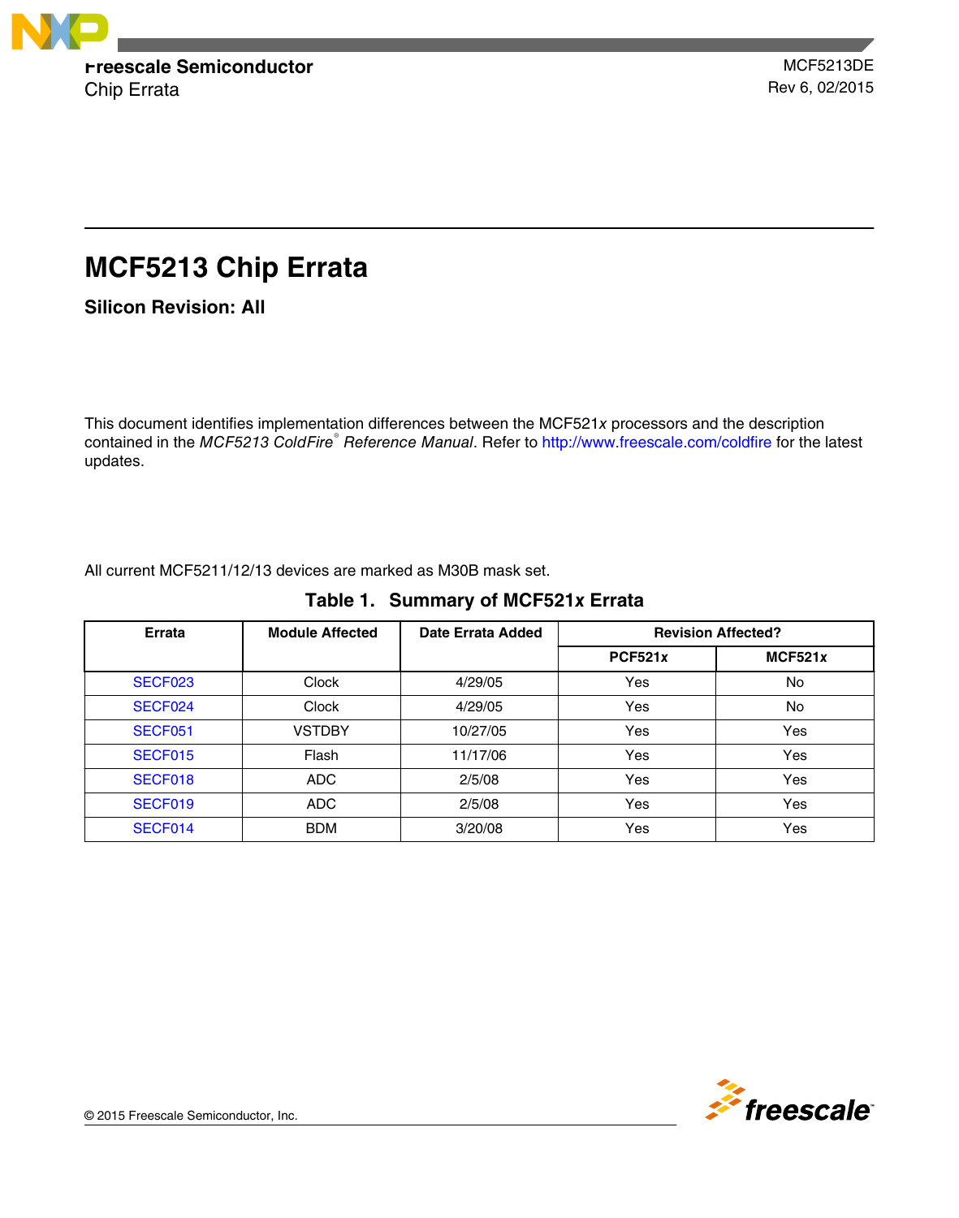Freescale Semiconductor
Chip Errata

MCF5213DE
Rev 6, 02/2015

# MCF5213 Chip Errata

## Silicon Revision: All

This document identifies implementation differences between the MCF521*x* processors and the description contained in the *MCF5213 ColdFire® Reference Manual*. Refer to http://www.freescale.com/coldfire for the latest updates.

All current MCF5211/12/13 devices are marked as M30B mask set.

**Table 1. Summary of MCF521x Errata**

| Errata | Module Affected | Date Errata Added | Revision Affected? | |
|---|---|---|---|---|
| | | | PCF521x | MCF521x |
| SECF023 | Clock | 4/29/05 | Yes | No |
| SECF024 | Clock | 4/29/05 | Yes | No |
| SECF051 | VSTDBY | 10/27/05 | Yes | Yes |
| SECF015 | Flash | 11/17/06 | Yes | Yes |
| SECF018 | ADC | 2/5/08 | Yes | Yes |
| SECF019 | ADC | 2/5/08 | Yes | Yes |
| SECF014 | BDM | 3/20/08 | Yes | Yes |

© 2015 Freescale Semiconductor, Inc.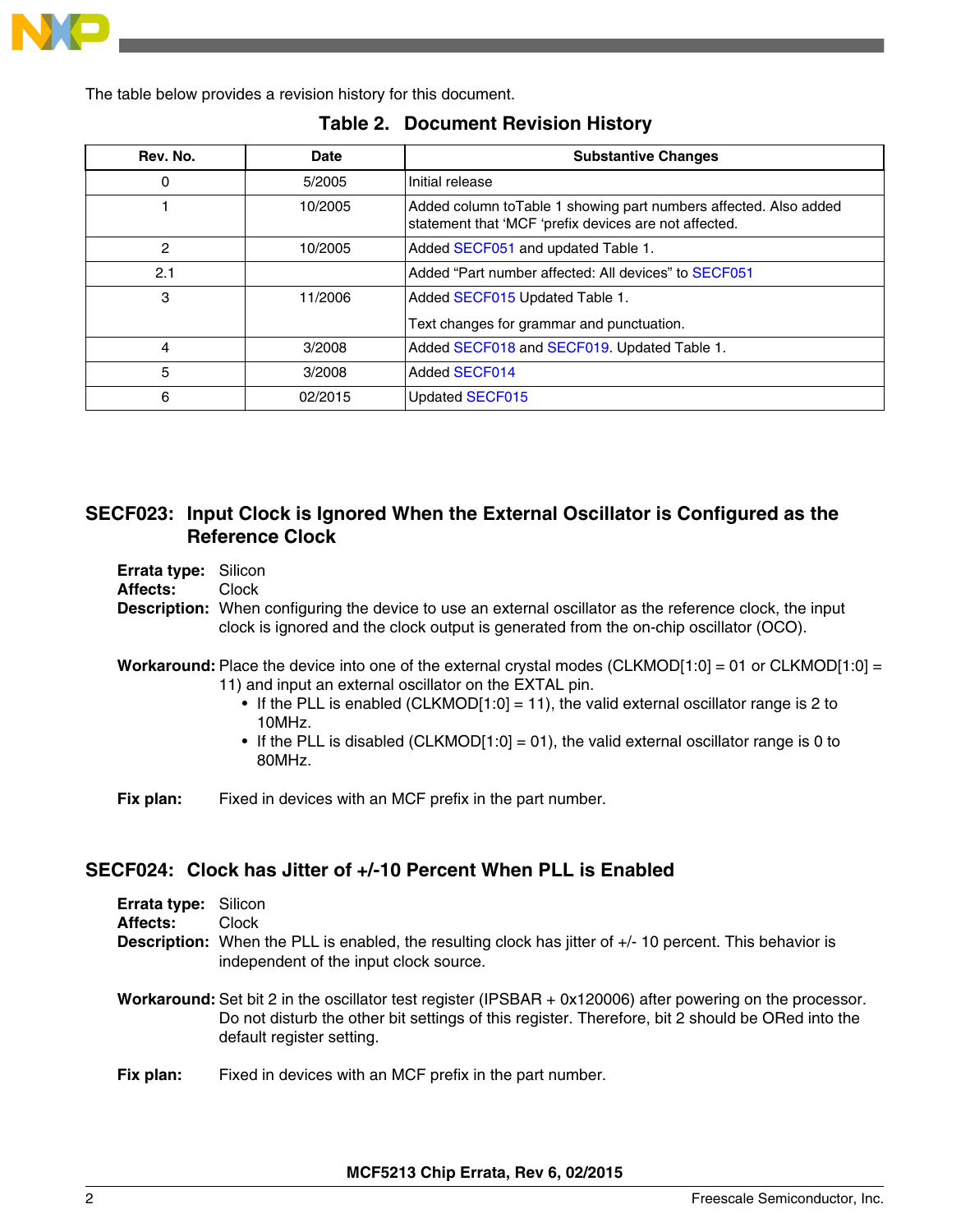The table below provides a revision history for this document.

**Table 2. Document Revision History**

| Rev. No. | Date | Substantive Changes |
|---|---|---|
| 0 | 5/2005 | Initial release |
| 1 | 10/2005 | Added column toTable 1 showing part numbers affected. Also added statement that ‘MCF ‘prefix devices are not affected. |
| 2 | 10/2005 | Added SECF051 and updated Table 1. |
| 2.1 | | Added “Part number affected: All devices” to SECF051 |
| 3 | 11/2006 | Added SECF015 Updated Table 1.<br>Text changes for grammar and punctuation. |
| 4 | 3/2008 | Added SECF018 and SECF019. Updated Table 1. |
| 5 | 3/2008 | Added SECF014 |
| 6 | 02/2015 | Updated SECF015 |

## SECF023: Input Clock is Ignored When the External Oscillator is Configured as the Reference Clock

**Errata type:** Silicon
**Affects:** Clock
**Description:** When configuring the device to use an external oscillator as the reference clock, the input clock is ignored and the clock output is generated from the on-chip oscillator (OCO).

**Workaround:** Place the device into one of the external crystal modes (CLKMOD[1:0] = 01 or CLKMOD[1:0] = 11) and input an external oscillator on the EXTAL pin.

- If the PLL is enabled (CLKMOD[1:0] = 11), the valid external oscillator range is 2 to 10MHz.
- If the PLL is disabled (CLKMOD[1:0] = 01), the valid external oscillator range is 0 to 80MHz.

**Fix plan:** Fixed in devices with an MCF prefix in the part number.

## SECF024: Clock has Jitter of +/-10 Percent When PLL is Enabled

**Errata type:** Silicon
**Affects:** Clock
**Description:** When the PLL is enabled, the resulting clock has jitter of +/- 10 percent. This behavior is independent of the input clock source.

**Workaround:** Set bit 2 in the oscillator test register (IPSBAR + 0x120006) after powering on the processor. Do not disturb the other bit settings of this register. Therefore, bit 2 should be ORed into the default register setting.

**Fix plan:** Fixed in devices with an MCF prefix in the part number.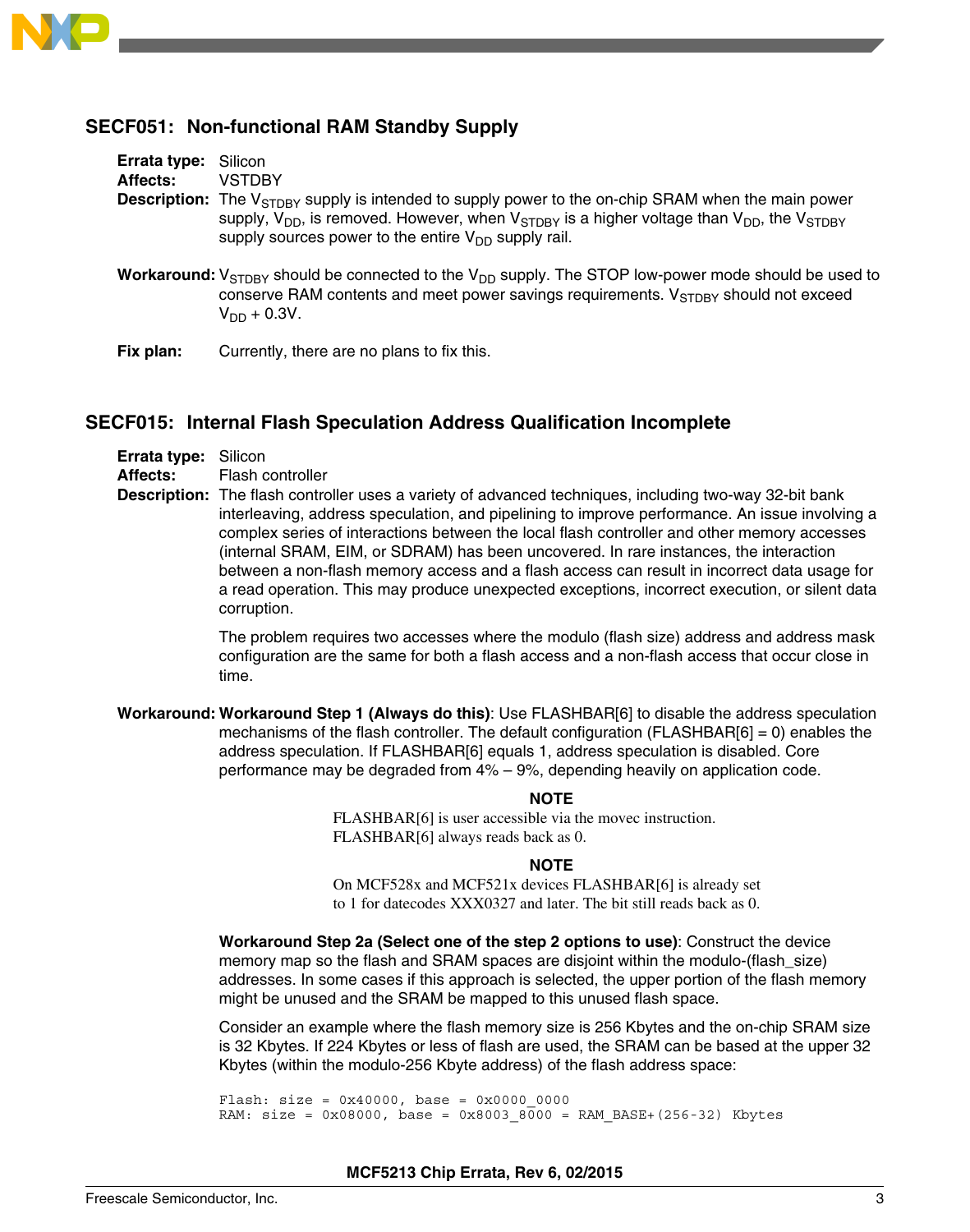## SECF051: Non-functional RAM Standby Supply

**Errata type:** Silicon

**Affects:** VSTDBY

**Description:** The $V_{STDBY}$ supply is intended to supply power to the on-chip SRAM when the main power supply, $V_{DD}$, is removed. However, when $V_{STDBY}$ is a higher voltage than $V_{DD}$, the $V_{STDBY}$ supply sources power to the entire $V_{DD}$ supply rail.

**Workaround:** $V_{STDBY}$ should be connected to the $V_{DD}$ supply. The STOP low-power mode should be used to conserve RAM contents and meet power savings requirements. $V_{STDBY}$ should not exceed $V_{DD}$ + 0.3V.

**Fix plan:** Currently, there are no plans to fix this.

## SECF015: Internal Flash Speculation Address Qualification Incomplete

**Errata type:** Silicon

**Affects:** Flash controller

**Description:** The flash controller uses a variety of advanced techniques, including two-way 32-bit bank interleaving, address speculation, and pipelining to improve performance. An issue involving a complex series of interactions between the local flash controller and other memory accesses (internal SRAM, EIM, or SDRAM) has been uncovered. In rare instances, the interaction between a non-flash memory access and a flash access can result in incorrect data usage for a read operation. This may produce unexpected exceptions, incorrect execution, or silent data corruption.

The problem requires two accesses where the modulo (flash size) address and address mask configuration are the same for both a flash access and a non-flash access that occur close in time.

**Workaround:** **Workaround Step 1 (Always do this)**: Use FLASHBAR[6] to disable the address speculation mechanisms of the flash controller. The default configuration (FLASHBAR[6] = 0) enables the address speculation. If FLASHBAR[6] equals 1, address speculation is disabled. Core performance may be degraded from 4% – 9%, depending heavily on application code.

**NOTE**

FLASHBAR[6] is user accessible via the movec instruction. FLASHBAR[6] always reads back as 0.

**NOTE**

On MCF528x and MCF521x devices FLASHBAR[6] is already set to 1 for datecodes XXX0327 and later. The bit still reads back as 0.

**Workaround Step 2a (Select one of the step 2 options to use)**: Construct the device memory map so the flash and SRAM spaces are disjoint within the modulo-(flash_size) addresses. In some cases if this approach is selected, the upper portion of the flash memory might be unused and the SRAM be mapped to this unused flash space.

Consider an example where the flash memory size is 256 Kbytes and the on-chip SRAM size is 32 Kbytes. If 224 Kbytes or less of flash are used, the SRAM can be based at the upper 32 Kbytes (within the modulo-256 Kbyte address) of the flash address space:

```
Flash: size = 0x40000, base = 0x0000_0000
RAM: size = 0x08000, base = 0x8003_8000 = RAM_BASE+(256-32) Kbytes
```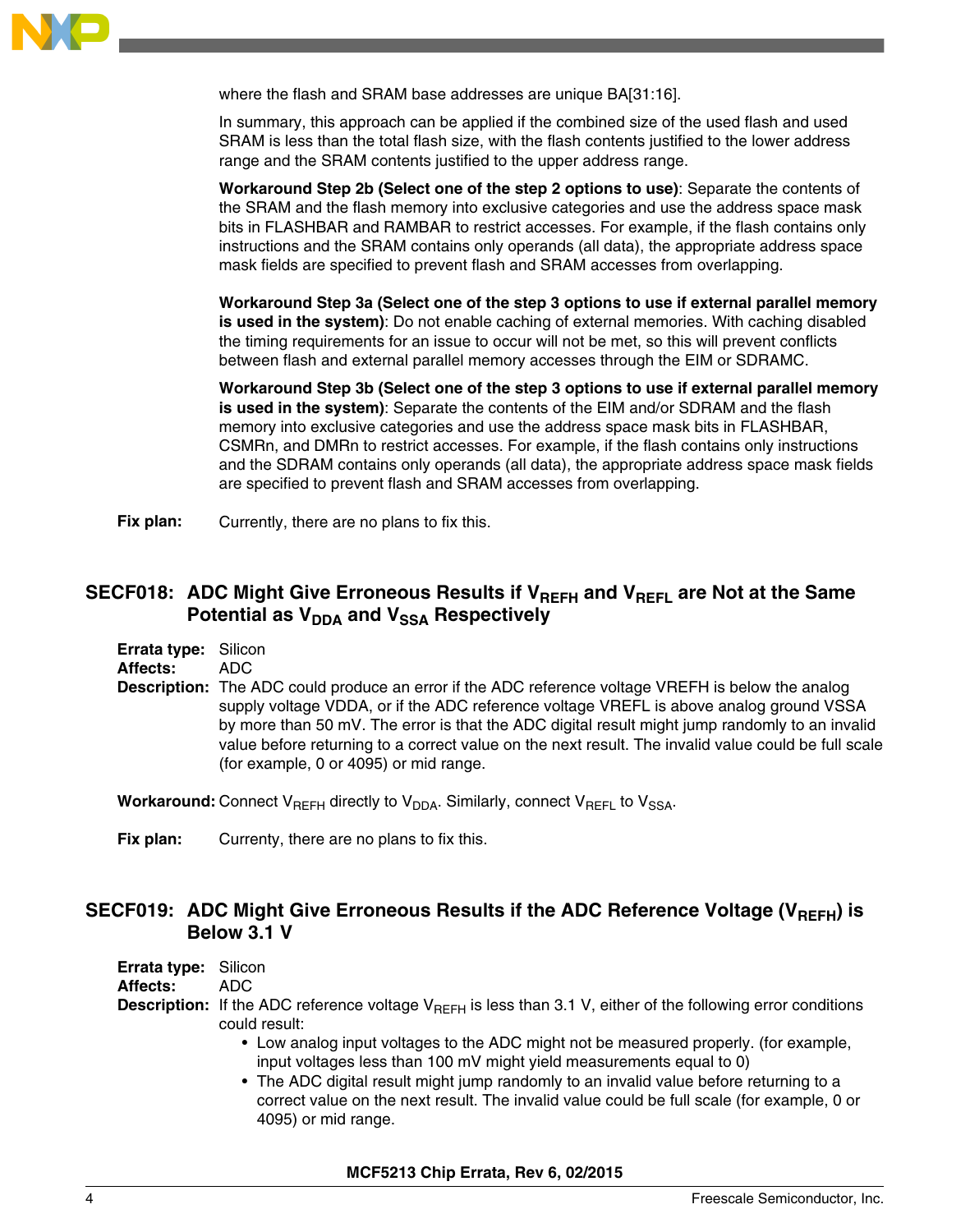where the flash and SRAM base addresses are unique BA[31:16].

In summary, this approach can be applied if the combined size of the used flash and used SRAM is less than the total flash size, with the flash contents justified to the lower address range and the SRAM contents justified to the upper address range.

**Workaround Step 2b (Select one of the step 2 options to use)**: Separate the contents of the SRAM and the flash memory into exclusive categories and use the address space mask bits in FLASHBAR and RAMBAR to restrict accesses. For example, if the flash contains only instructions and the SRAM contains only operands (all data), the appropriate address space mask fields are specified to prevent flash and SRAM accesses from overlapping.

**Workaround Step 3a (Select one of the step 3 options to use if external parallel memory is used in the system)**: Do not enable caching of external memories. With caching disabled the timing requirements for an issue to occur will not be met, so this will prevent conflicts between flash and external parallel memory accesses through the EIM or SDRAMC.

**Workaround Step 3b (Select one of the step 3 options to use if external parallel memory is used in the system)**: Separate the contents of the EIM and/or SDRAM and the flash memory into exclusive categories and use the address space mask bits in FLASHBAR, CSMRn, and DMRn to restrict accesses. For example, if the flash contains only instructions and the SDRAM contains only operands (all data), the appropriate address space mask fields are specified to prevent flash and SRAM accesses from overlapping.

**Fix plan:** Currently, there are no plans to fix this.

## SECF018: ADC Might Give Erroneous Results if $V_{REFH}$ and $V_{REFL}$ are Not at the Same Potential as $V_{DDA}$ and $V_{SSA}$ Respectively

**Errata type:** Silicon

**Affects:** ADC

**Description:** The ADC could produce an error if the ADC reference voltage VREFH is below the analog supply voltage VDDA, or if the ADC reference voltage VREFL is above analog ground VSSA by more than 50 mV. The error is that the ADC digital result might jump randomly to an invalid value before returning to a correct value on the next result. The invalid value could be full scale (for example, 0 or 4095) or mid range.

**Workaround:** Connect $V_{REFH}$ directly to $V_{DDA}$. Similarly, connect $V_{REFL}$ to $V_{SSA}$.

**Fix plan:** Currenty, there are no plans to fix this.

## SECF019: ADC Might Give Erroneous Results if the ADC Reference Voltage ($V_{REFH}$) is Below 3.1 V

**Errata type:** Silicon

**Affects:** ADC

**Description:** If the ADC reference voltage $V_{REFH}$ is less than 3.1 V, either of the following error conditions could result:

- Low analog input voltages to the ADC might not be measured properly. (for example, input voltages less than 100 mV might yield measurements equal to 0)
- The ADC digital result might jump randomly to an invalid value before returning to a correct value on the next result. The invalid value could be full scale (for example, 0 or 4095) or mid range.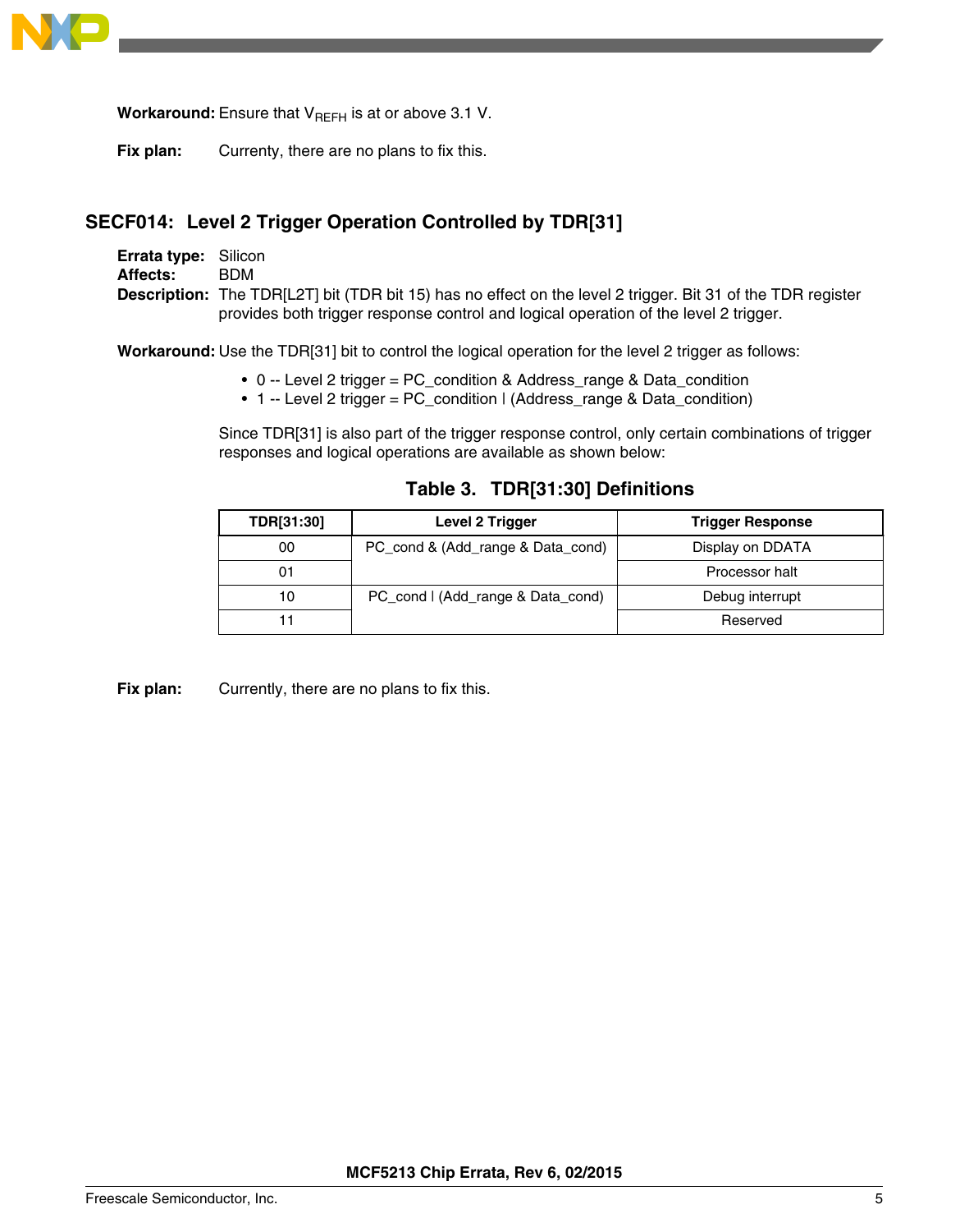**Workaround:** Ensure that $V_{REFH}$ is at or above 3.1 V.

**Fix plan:** Currenty, there are no plans to fix this.

## SECF014: Level 2 Trigger Operation Controlled by TDR[31]

**Errata type:** Silicon
**Affects:** BDM
**Description:** The TDR[L2T] bit (TDR bit 15) has no effect on the level 2 trigger. Bit 31 of the TDR register provides both trigger response control and logical operation of the level 2 trigger.

**Workaround:** Use the TDR[31] bit to control the logical operation for the level 2 trigger as follows:

- 0 -- Level 2 trigger = PC_condition & Address_range & Data_condition
- 1 -- Level 2 trigger = PC_condition | (Address_range & Data_condition)

Since TDR[31] is also part of the trigger response control, only certain combinations of trigger responses and logical operations are available as shown below:

**Table 3. TDR[31:30] Definitions**

| TDR[31:30] | Level 2 Trigger | Trigger Response |
|---|---|---|
| 00 | PC_cond & (Add_range & Data_cond) | Display on DDATA |
| 01 | | Processor halt |
| 10 | PC_cond | (Add_range & Data_cond) | Debug interrupt |
| 11 | | Reserved |

**Fix plan:** Currently, there are no plans to fix this.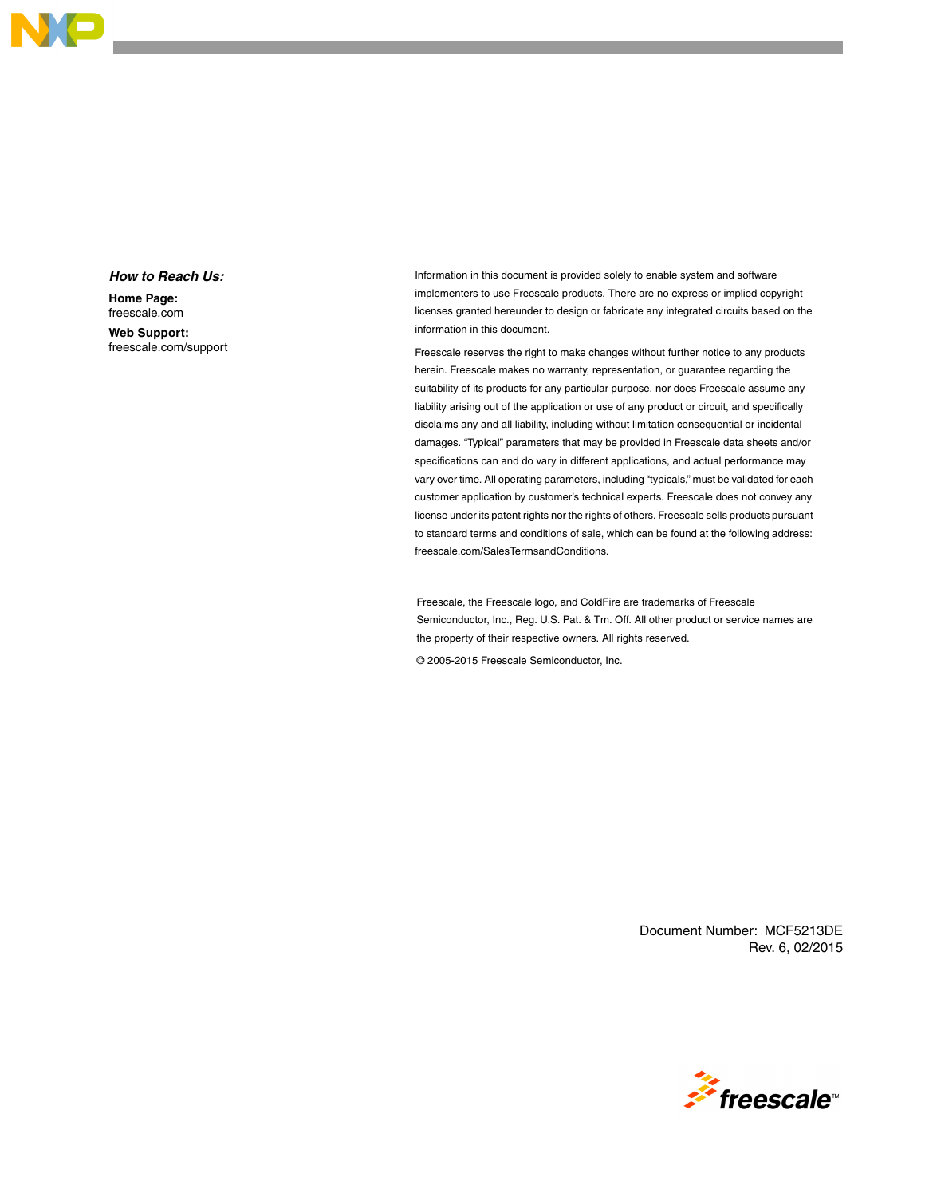***How to Reach Us:***

**Home Page:**
freescale.com

**Web Support:**
freescale.com/support

Information in this document is provided solely to enable system and software implementers to use Freescale products. There are no express or implied copyright licenses granted hereunder to design or fabricate any integrated circuits based on the information in this document.

Freescale reserves the right to make changes without further notice to any products herein. Freescale makes no warranty, representation, or guarantee regarding the suitability of its products for any particular purpose, nor does Freescale assume any liability arising out of the application or use of any product or circuit, and specifically disclaims any and all liability, including without limitation consequential or incidental damages. “Typical” parameters that may be provided in Freescale data sheets and/or specifications can and do vary in different applications, and actual performance may vary over time. All operating parameters, including “typicals,” must be validated for each customer application by customer’s technical experts. Freescale does not convey any license under its patent rights nor the rights of others. Freescale sells products pursuant to standard terms and conditions of sale, which can be found at the following address: freescale.com/SalesTermsandConditions.

Freescale, the Freescale logo, and ColdFire are trademarks of Freescale Semiconductor, Inc., Reg. U.S. Pat. & Tm. Off. All other product or service names are the property of their respective owners. All rights reserved.

© 2005-2015 Freescale Semiconductor, Inc.

Document Number: MCF5213DE
Rev. 6, 02/2015